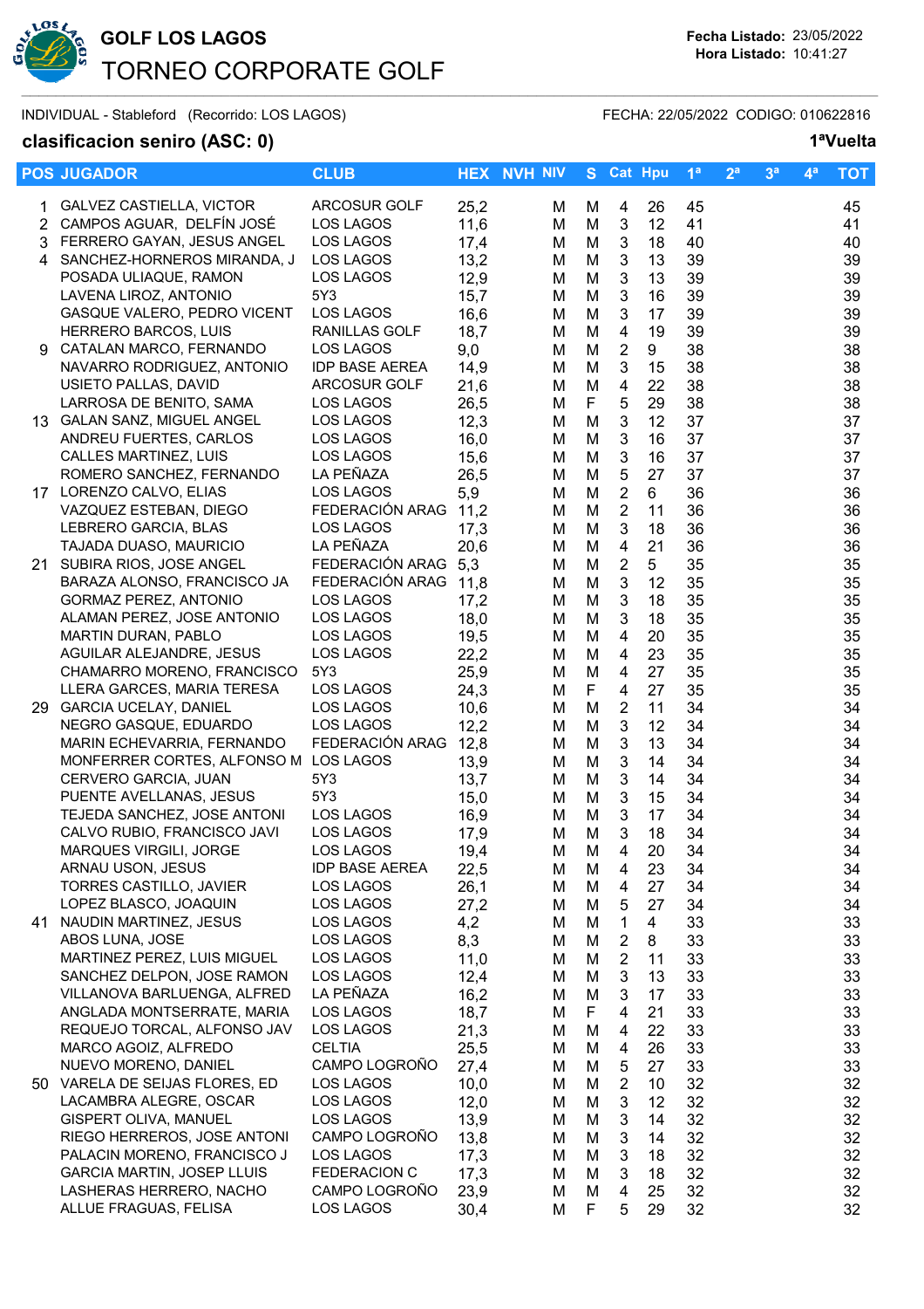# GOLF LOS LAGOS

## TORNEO CORPORATE GOLF

**Fecha Listado:** 23/05/2022
**Hora Listado:** 10:41:27

INDIVIDUAL - Stableford (Recorrido: LOS LAGOS) FECHA: 22/05/2022 CODIGO: 010622816

**clasificacion seniro (ASC: 0)** **1ªVuelta**

| POS | JUGADOR | CLUB | HEX | NVH | NIV | S | Cat | Hpu | 1ª | 2ª | 3ª | 4ª | TOT |
|---|---|---|---|---|---|---|---|---|---|---|---|---|---|
| 1 | GALVEZ CASTIELLA, VICTOR | ARCOSUR GOLF | 25,2 | | M | M | 4 | 26 | 45 | | | | 45 |
| 2 | CAMPOS AGUAR, DELFÍN JOSÉ | LOS LAGOS | 11,6 | | M | M | 3 | 12 | 41 | | | | 41 |
| 3 | FERRERO GAYAN, JESUS ANGEL | LOS LAGOS | 17,4 | | M | M | 3 | 18 | 40 | | | | 40 |
| 4 | SANCHEZ-HORNEROS MIRANDA, J | LOS LAGOS | 13,2 | | M | M | 3 | 13 | 39 | | | | 39 |
| | POSADA ULIAQUE, RAMON | LOS LAGOS | 12,9 | | M | M | 3 | 13 | 39 | | | | 39 |
| | LAVENA LIROZ, ANTONIO | 5Y3 | 15,7 | | M | M | 3 | 16 | 39 | | | | 39 |
| | GASQUE VALERO, PEDRO VICENT | LOS LAGOS | 16,6 | | M | M | 3 | 17 | 39 | | | | 39 |
| | HERRERO BARCOS, LUIS | RANILLAS GOLF | 18,7 | | M | M | 4 | 19 | 39 | | | | 39 |
| 9 | CATALAN MARCO, FERNANDO | LOS LAGOS | 9,0 | | M | M | 2 | 9 | 38 | | | | 38 |
| | NAVARRO RODRIGUEZ, ANTONIO | IDP BASE AEREA | 14,9 | | M | M | 3 | 15 | 38 | | | | 38 |
| | USIETO PALLAS, DAVID | ARCOSUR GOLF | 21,6 | | M | M | 4 | 22 | 38 | | | | 38 |
| | LARROSA DE BENITO, SAMA | LOS LAGOS | 26,5 | | M | F | 5 | 29 | 38 | | | | 38 |
| 13 | GALAN SANZ, MIGUEL ANGEL | LOS LAGOS | 12,3 | | M | M | 3 | 12 | 37 | | | | 37 |
| | ANDREU FUERTES, CARLOS | LOS LAGOS | 16,0 | | M | M | 3 | 16 | 37 | | | | 37 |
| | CALLES MARTINEZ, LUIS | LOS LAGOS | 15,6 | | M | M | 3 | 16 | 37 | | | | 37 |
| | ROMERO SANCHEZ, FERNANDO | LA PEÑAZA | 26,5 | | M | M | 5 | 27 | 37 | | | | 37 |
| 17 | LORENZO CALVO, ELIAS | LOS LAGOS | 5,9 | | M | M | 2 | 6 | 36 | | | | 36 |
| | VAZQUEZ ESTEBAN, DIEGO | FEDERACIÓN ARAG | 11,2 | | M | M | 2 | 11 | 36 | | | | 36 |
| | LEBRERO GARCIA, BLAS | LOS LAGOS | 17,3 | | M | M | 3 | 18 | 36 | | | | 36 |
| | TAJADA DUASO, MAURICIO | LA PEÑAZA | 20,6 | | M | M | 4 | 21 | 36 | | | | 36 |
| 21 | SUBIRA RIOS, JOSE ANGEL | FEDERACIÓN ARAG | 5,3 | | M | M | 2 | 5 | 35 | | | | 35 |
| | BARAZA ALONSO, FRANCISCO JA | FEDERACIÓN ARAG | 11,8 | | M | M | 3 | 12 | 35 | | | | 35 |
| | GORMAZ PEREZ, ANTONIO | LOS LAGOS | 17,2 | | M | M | 3 | 18 | 35 | | | | 35 |
| | ALAMAN PEREZ, JOSE ANTONIO | LOS LAGOS | 18,0 | | M | M | 3 | 18 | 35 | | | | 35 |
| | MARTIN DURAN, PABLO | LOS LAGOS | 19,5 | | M | M | 4 | 20 | 35 | | | | 35 |
| | AGUILAR ALEJANDRE, JESUS | LOS LAGOS | 22,2 | | M | M | 4 | 23 | 35 | | | | 35 |
| | CHAMARRO MORENO, FRANCISCO | 5Y3 | 25,9 | | M | M | 4 | 27 | 35 | | | | 35 |
| | LLERA GARCES, MARIA TERESA | LOS LAGOS | 24,3 | | M | F | 4 | 27 | 35 | | | | 35 |
| 29 | GARCIA UCELAY, DANIEL | LOS LAGOS | 10,6 | | M | M | 2 | 11 | 34 | | | | 34 |
| | NEGRO GASQUE, EDUARDO | LOS LAGOS | 12,2 | | M | M | 3 | 12 | 34 | | | | 34 |
| | MARIN ECHEVARRIA, FERNANDO | FEDERACIÓN ARAG | 12,8 | | M | M | 3 | 13 | 34 | | | | 34 |
| | MONFERRER CORTES, ALFONSO M | LOS LAGOS | 13,9 | | M | M | 3 | 14 | 34 | | | | 34 |
| | CERVERO GARCIA, JUAN | 5Y3 | 13,7 | | M | M | 3 | 14 | 34 | | | | 34 |
| | PUENTE AVELLANAS, JESUS | 5Y3 | 15,0 | | M | M | 3 | 15 | 34 | | | | 34 |
| | TEJEDA SANCHEZ, JOSE ANTONI | LOS LAGOS | 16,9 | | M | M | 3 | 17 | 34 | | | | 34 |
| | CALVO RUBIO, FRANCISCO JAVI | LOS LAGOS | 17,9 | | M | M | 3 | 18 | 34 | | | | 34 |
| | MARQUES VIRGILI, JORGE | LOS LAGOS | 19,4 | | M | M | 4 | 20 | 34 | | | | 34 |
| | ARNAU USON, JESUS | IDP BASE AEREA | 22,5 | | M | M | 4 | 23 | 34 | | | | 34 |
| | TORRES CASTILLO, JAVIER | LOS LAGOS | 26,1 | | M | M | 4 | 27 | 34 | | | | 34 |
| | LOPEZ BLASCO, JOAQUIN | LOS LAGOS | 27,2 | | M | M | 5 | 27 | 34 | | | | 34 |
| 41 | NAUDIN MARTINEZ, JESUS | LOS LAGOS | 4,2 | | M | M | 1 | 4 | 33 | | | | 33 |
| | ABOS LUNA, JOSE | LOS LAGOS | 8,3 | | M | M | 2 | 8 | 33 | | | | 33 |
| | MARTINEZ PEREZ, LUIS MIGUEL | LOS LAGOS | 11,0 | | M | M | 2 | 11 | 33 | | | | 33 |
| | SANCHEZ DELPON, JOSE RAMON | LOS LAGOS | 12,4 | | M | M | 3 | 13 | 33 | | | | 33 |
| | VILLANOVA BARLUENGA, ALFRED | LA PEÑAZA | 16,2 | | M | M | 3 | 17 | 33 | | | | 33 |
| | ANGLADA MONTSERRATE, MARIA | LOS LAGOS | 18,7 | | M | F | 4 | 21 | 33 | | | | 33 |
| | REQUEJO TORCAL, ALFONSO JAV | LOS LAGOS | 21,3 | | M | M | 4 | 22 | 33 | | | | 33 |
| | MARCO AGOIZ, ALFREDO | CELTIA | 25,5 | | M | M | 4 | 26 | 33 | | | | 33 |
| | NUEVO MORENO, DANIEL | CAMPO LOGROÑO | 27,4 | | M | M | 5 | 27 | 33 | | | | 33 |
| 50 | VARELA DE SEIJAS FLORES, ED | LOS LAGOS | 10,0 | | M | M | 2 | 10 | 32 | | | | 32 |
| | LACAMBRA ALEGRE, OSCAR | LOS LAGOS | 12,0 | | M | M | 3 | 12 | 32 | | | | 32 |
| | GISPERT OLIVA, MANUEL | LOS LAGOS | 13,9 | | M | M | 3 | 14 | 32 | | | | 32 |
| | RIEGO HERREROS, JOSE ANTONI | CAMPO LOGROÑO | 13,8 | | M | M | 3 | 14 | 32 | | | | 32 |
| | PALACIN MORENO, FRANCISCO J | LOS LAGOS | 17,3 | | M | M | 3 | 18 | 32 | | | | 32 |
| | GARCIA MARTIN, JOSEP LLUIS | FEDERACION C | 17,3 | | M | M | 3 | 18 | 32 | | | | 32 |
| | LASHERAS HERRERO, NACHO | CAMPO LOGROÑO | 23,9 | | M | M | 4 | 25 | 32 | | | | 32 |
| | ALLUE FRAGUAS, FELISA | LOS LAGOS | 30,4 | | M | F | 5 | 29 | 32 | | | | 32 |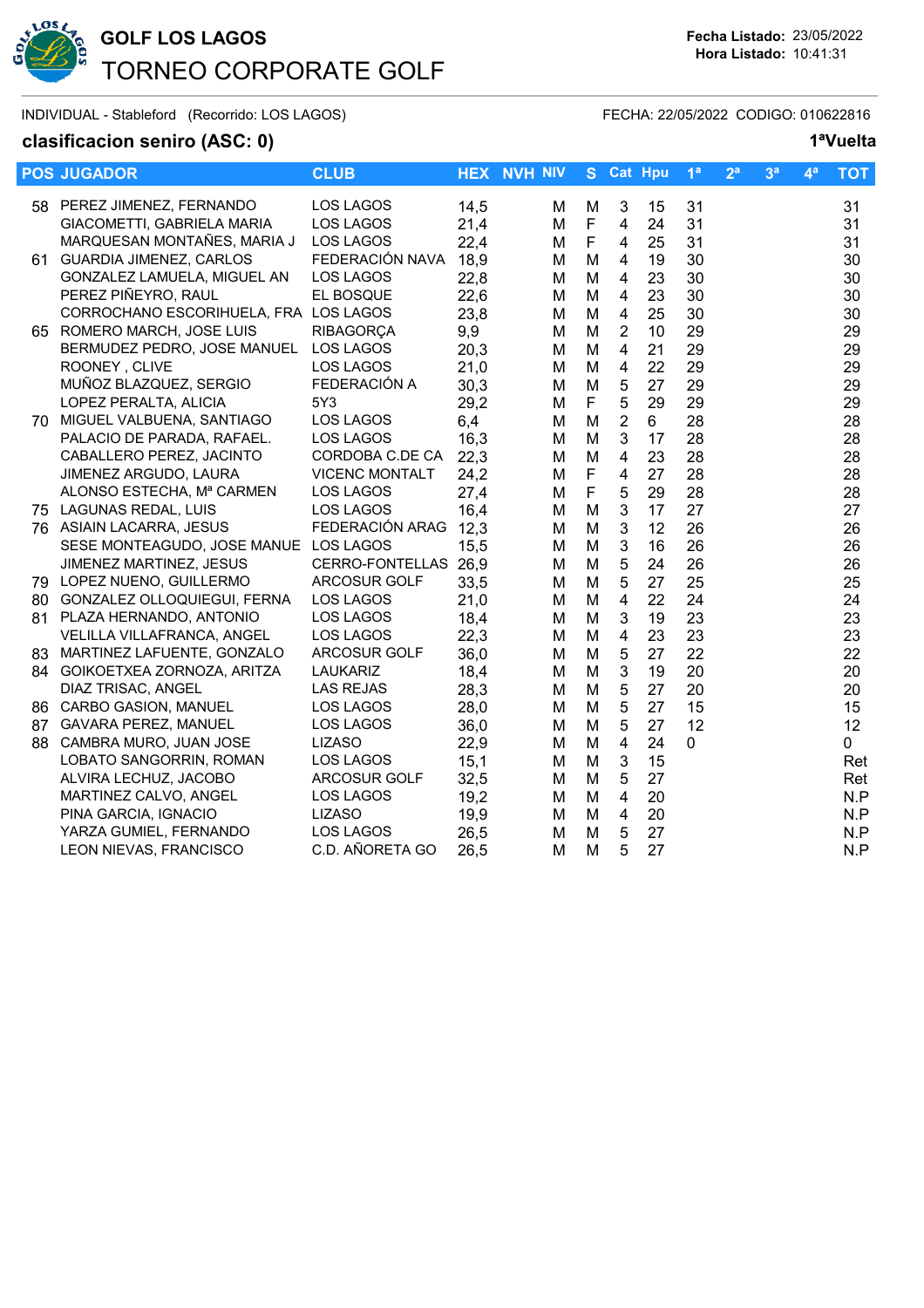# GOLF LOS LAGOS

## TORNEO CORPORATE GOLF

**Fecha Listado:** 23/05/2022
**Hora Listado:** 10:41:31

INDIVIDUAL - Stableford (Recorrido: LOS LAGOS) FECHA: 22/05/2022 CODIGO: 010622816

**clasificacion seniro (ASC: 0)** **1ªVuelta**

| POS | JUGADOR | CLUB | HEX | NVH | NIV | S | Cat | Hpu | 1ª | 2ª | 3ª | 4ª | TOT |
|---|---|---|---|---|---|---|---|---|---|---|---|---|---|
| 58 | PEREZ JIMENEZ, FERNANDO | LOS LAGOS | 14,5 | | M | M | 3 | 15 | 31 | | | | 31 |
| | GIACOMETTI, GABRIELA MARIA | LOS LAGOS | 21,4 | | M | F | 4 | 24 | 31 | | | | 31 |
| | MARQUESAN MONTAÑES, MARIA J | LOS LAGOS | 22,4 | | M | F | 4 | 25 | 31 | | | | 31 |
| 61 | GUARDIA JIMENEZ, CARLOS | FEDERACIÓN NAVA | 18,9 | | M | M | 4 | 19 | 30 | | | | 30 |
| | GONZALEZ LAMUELA, MIGUEL AN | LOS LAGOS | 22,8 | | M | M | 4 | 23 | 30 | | | | 30 |
| | PEREZ PIÑEYRO, RAUL | EL BOSQUE | 22,6 | | M | M | 4 | 23 | 30 | | | | 30 |
| | CORROCHANO ESCORIHUELA, FRA | LOS LAGOS | 23,8 | | M | M | 4 | 25 | 30 | | | | 30 |
| 65 | ROMERO MARCH, JOSE LUIS | RIBAGORÇA | 9,9 | | M | M | 2 | 10 | 29 | | | | 29 |
| | BERMUDEZ PEDRO, JOSE MANUEL | LOS LAGOS | 20,3 | | M | M | 4 | 21 | 29 | | | | 29 |
| | ROONEY , CLIVE | LOS LAGOS | 21,0 | | M | M | 4 | 22 | 29 | | | | 29 |
| | MUÑOZ BLAZQUEZ, SERGIO | FEDERACIÓN A | 30,3 | | M | M | 5 | 27 | 29 | | | | 29 |
| | LOPEZ PERALTA, ALICIA | 5Y3 | 29,2 | | M | F | 5 | 29 | 29 | | | | 29 |
| 70 | MIGUEL VALBUENA, SANTIAGO | LOS LAGOS | 6,4 | | M | M | 2 | 6 | 28 | | | | 28 |
| | PALACIO DE PARADA, RAFAEL. | LOS LAGOS | 16,3 | | M | M | 3 | 17 | 28 | | | | 28 |
| | CABALLERO PEREZ, JACINTO | CORDOBA C.DE CA | 22,3 | | M | M | 4 | 23 | 28 | | | | 28 |
| | JIMENEZ ARGUDO, LAURA | VICENC MONTALT | 24,2 | | M | F | 4 | 27 | 28 | | | | 28 |
| | ALONSO ESTECHA, Mª CARMEN | LOS LAGOS | 27,4 | | M | F | 5 | 29 | 28 | | | | 28 |
| 75 | LAGUNAS REDAL, LUIS | LOS LAGOS | 16,4 | | M | M | 3 | 17 | 27 | | | | 27 |
| 76 | ASIAIN LACARRA, JESUS | FEDERACIÓN ARAG | 12,3 | | M | M | 3 | 12 | 26 | | | | 26 |
| | SESE MONTEAGUDO, JOSE MANUE | LOS LAGOS | 15,5 | | M | M | 3 | 16 | 26 | | | | 26 |
| | JIMENEZ MARTINEZ, JESUS | CERRO-FONTELLAS | 26,9 | | M | M | 5 | 24 | 26 | | | | 26 |
| 79 | LOPEZ NUENO, GUILLERMO | ARCOSUR GOLF | 33,5 | | M | M | 5 | 27 | 25 | | | | 25 |
| 80 | GONZALEZ OLLOQUIEGUI, FERNA | LOS LAGOS | 21,0 | | M | M | 4 | 22 | 24 | | | | 24 |
| 81 | PLAZA HERNANDO, ANTONIO | LOS LAGOS | 18,4 | | M | M | 3 | 19 | 23 | | | | 23 |
| | VELILLA VILLAFRANCA, ANGEL | LOS LAGOS | 22,3 | | M | M | 4 | 23 | 23 | | | | 23 |
| 83 | MARTINEZ LAFUENTE, GONZALO | ARCOSUR GOLF | 36,0 | | M | M | 5 | 27 | 22 | | | | 22 |
| 84 | GOIKOETXEA ZORNOZA, ARITZA | LAUKARIZ | 18,4 | | M | M | 3 | 19 | 20 | | | | 20 |
| | DIAZ TRISAC, ANGEL | LAS REJAS | 28,3 | | M | M | 5 | 27 | 20 | | | | 20 |
| 86 | CARBO GASION, MANUEL | LOS LAGOS | 28,0 | | M | M | 5 | 27 | 15 | | | | 15 |
| 87 | GAVARA PEREZ, MANUEL | LOS LAGOS | 36,0 | | M | M | 5 | 27 | 12 | | | | 12 |
| 88 | CAMBRA MURO, JUAN JOSE | LIZASO | 22,9 | | M | M | 4 | 24 | 0 | | | | 0 |
| | LOBATO SANGORRIN, ROMAN | LOS LAGOS | 15,1 | | M | M | 3 | 15 | | | | | Ret |
| | ALVIRA LECHUZ, JACOBO | ARCOSUR GOLF | 32,5 | | M | M | 5 | 27 | | | | | Ret |
| | MARTINEZ CALVO, ANGEL | LOS LAGOS | 19,2 | | M | M | 4 | 20 | | | | | N.P |
| | PINA GARCIA, IGNACIO | LIZASO | 19,9 | | M | M | 4 | 20 | | | | | N.P |
| | YARZA GUMIEL, FERNANDO | LOS LAGOS | 26,5 | | M | M | 5 | 27 | | | | | N.P |
| | LEON NIEVAS, FRANCISCO | C.D. AÑORETA GO | 26,5 | | M | M | 5 | 27 | | | | | N.P |